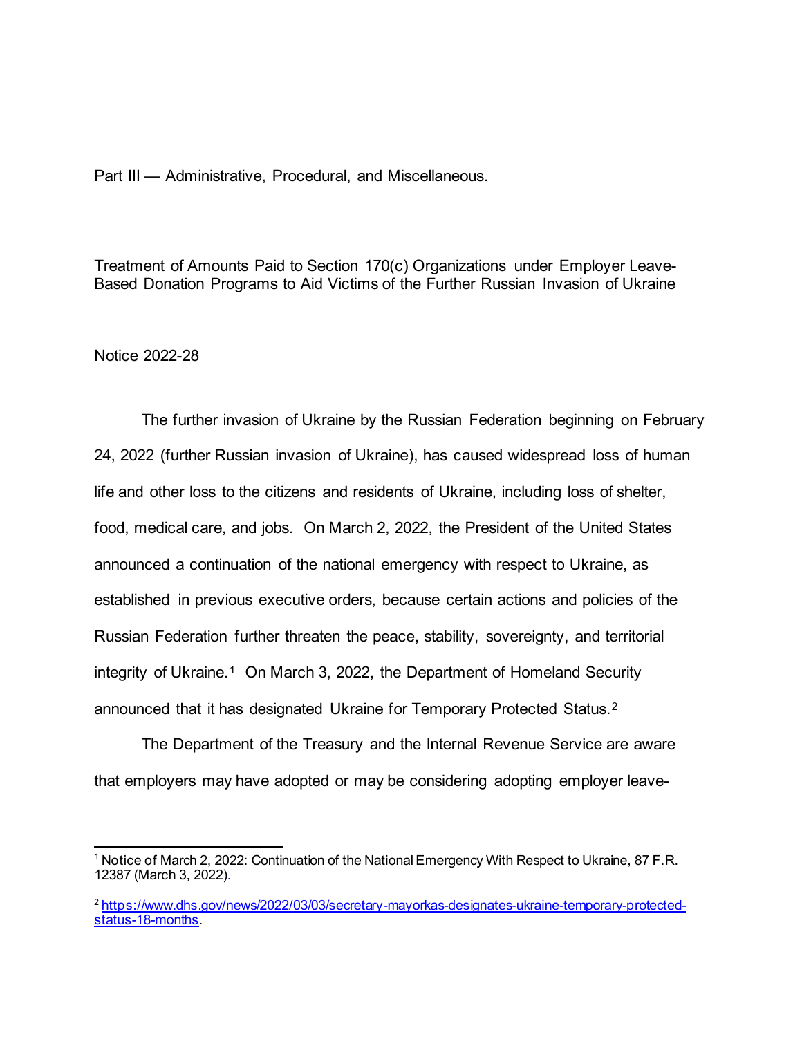Part III — Administrative, Procedural, and Miscellaneous.

# Treatment of Amounts Paid to Section 170(c) Organizations under Employer Leave-Based Donation Programs to Aid Victims of the Further Russian Invasion of Ukraine

Notice 2022-28

The further invasion of Ukraine by the Russian Federation beginning on February 24, 2022 (further Russian invasion of Ukraine), has caused widespread loss of human life and other loss to the citizens and residents of Ukraine, including loss of shelter, food, medical care, and jobs. On March 2, 2022, the President of the United States announced a continuation of the national emergency with respect to Ukraine, as established in previous executive orders, because certain actions and policies of the Russian Federation further threaten the peace, stability, sovereignty, and territorial integrity of Ukraine.[1] On March 3, 2022, the Department of Homeland Security announced that it has designated Ukraine for Temporary Protected Status.[2]

The Department of the Treasury and the Internal Revenue Service are aware that employers may have adopted or may be considering adopting employer leave-

---

[1] Notice of March 2, 2022: Continuation of the National Emergency With Respect to Ukraine, 87 F.R. 12387 (March 3, 2022).

[2] https://www.dhs.gov/news/2022/03/03/secretary-mayorkas-designates-ukraine-temporary-protected-status-18-months.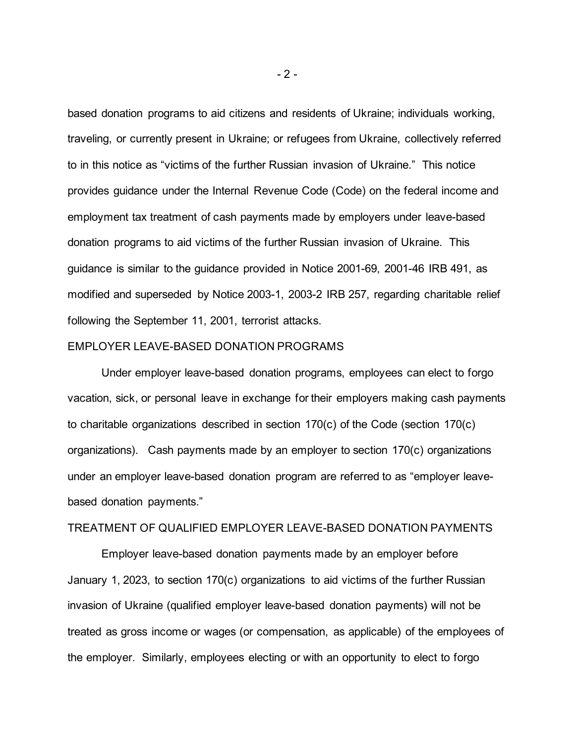based donation programs to aid citizens and residents of Ukraine; individuals working, traveling, or currently present in Ukraine; or refugees from Ukraine, collectively referred to in this notice as "victims of the further Russian invasion of Ukraine." This notice provides guidance under the Internal Revenue Code (Code) on the federal income and employment tax treatment of cash payments made by employers under leave-based donation programs to aid victims of the further Russian invasion of Ukraine. This guidance is similar to the guidance provided in Notice 2001-69, 2001-46 IRB 491, as modified and superseded by Notice 2003-1, 2003-2 IRB 257, regarding charitable relief following the September 11, 2001, terrorist attacks.

## EMPLOYER LEAVE-BASED DONATION PROGRAMS

Under employer leave-based donation programs, employees can elect to forgo vacation, sick, or personal leave in exchange for their employers making cash payments to charitable organizations described in section 170(c) of the Code (section 170(c) organizations). Cash payments made by an employer to section 170(c) organizations under an employer leave-based donation program are referred to as "employer leave-based donation payments."

## TREATMENT OF QUALIFIED EMPLOYER LEAVE-BASED DONATION PAYMENTS

Employer leave-based donation payments made by an employer before January 1, 2023, to section 170(c) organizations to aid victims of the further Russian invasion of Ukraine (qualified employer leave-based donation payments) will not be treated as gross income or wages (or compensation, as applicable) of the employees of the employer. Similarly, employees electing or with an opportunity to elect to forgo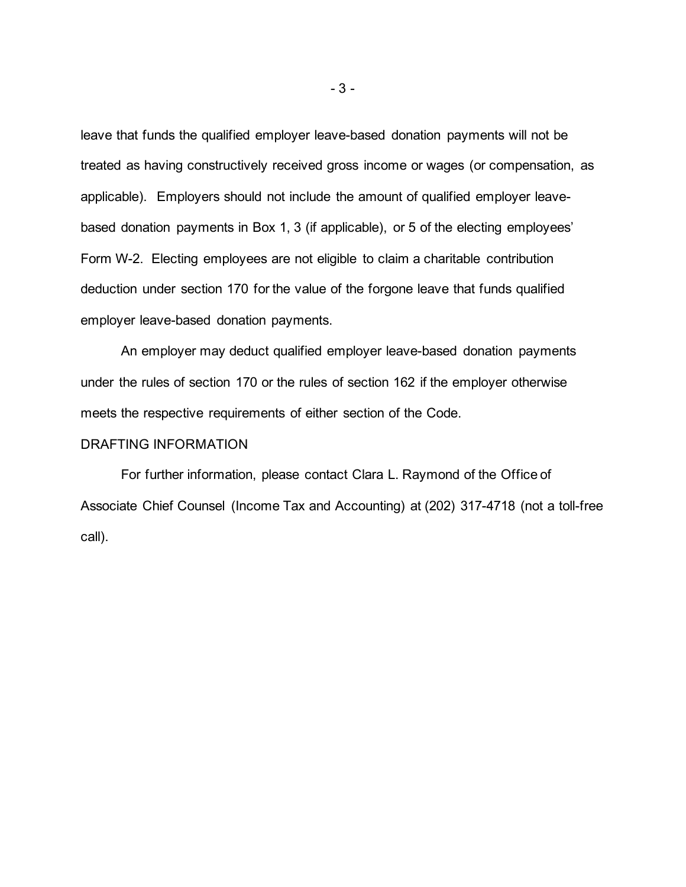leave that funds the qualified employer leave-based donation payments will not be treated as having constructively received gross income or wages (or compensation, as applicable). Employers should not include the amount of qualified employer leave-based donation payments in Box 1, 3 (if applicable), or 5 of the electing employees' Form W-2. Electing employees are not eligible to claim a charitable contribution deduction under section 170 for the value of the forgone leave that funds qualified employer leave-based donation payments.

An employer may deduct qualified employer leave-based donation payments under the rules of section 170 or the rules of section 162 if the employer otherwise meets the respective requirements of either section of the Code.

DRAFTING INFORMATION

For further information, please contact Clara L. Raymond of the Office of Associate Chief Counsel (Income Tax and Accounting) at (202) 317-4718 (not a toll-free call).